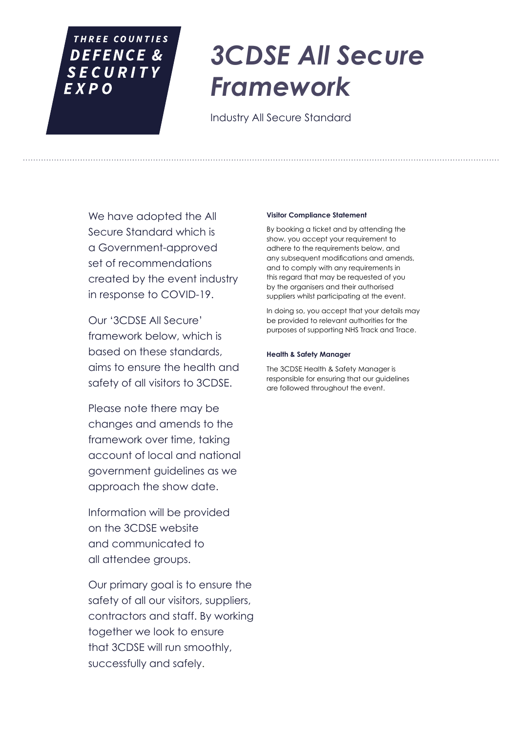THREE COUNTIES
**DEFENCE & SECURITY EXPO**

# 3CDSE All Secure Framework

Industry All Secure Standard

---

We have adopted the All Secure Standard which is a Government-approved set of recommendations created by the event industry in response to COVID-19.

Our '3CDSE All Secure' framework below, which is based on these standards, aims to ensure the health and safety of all visitors to 3CDSE.

Please note there may be changes and amends to the framework over time, taking account of local and national government guidelines as we approach the show date.

Information will be provided on the 3CDSE website and communicated to all attendee groups.

Our primary goal is to ensure the safety of all our visitors, suppliers, contractors and staff. By working together we look to ensure that 3CDSE will run smoothly, successfully and safely.

#### Visitor Compliance Statement

By booking a ticket and by attending the show, you accept your requirement to adhere to the requirements below, and any subsequent modifications and amends, and to comply with any requirements in this regard that may be requested of you by the organisers and their authorised suppliers whilst participating at the event.

In doing so, you accept that your details may be provided to relevant authorities for the purposes of supporting NHS Track and Trace.

#### Health & Safety Manager

The 3CDSE Health & Safety Manager is responsible for ensuring that our guidelines are followed throughout the event.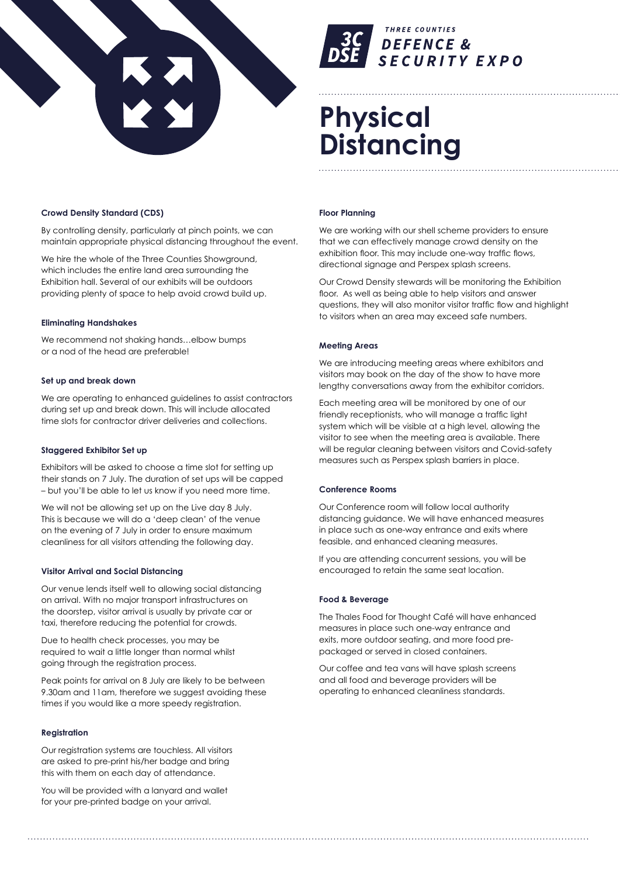THREE COUNTIES
DEFENCE & SECURITY EXPO

# Physical Distancing

### Crowd Density Standard (CDS)

By controlling density, particularly at pinch points, we can maintain appropriate physical distancing throughout the event.

We hire the whole of the Three Counties Showground, which includes the entire land area surrounding the Exhibition hall. Several of our exhibits will be outdoors providing plenty of space to help avoid crowd build up.

### Eliminating Handshakes

We recommend not shaking hands…elbow bumps or a nod of the head are preferable!

### Set up and break down

We are operating to enhanced guidelines to assist contractors during set up and break down. This will include allocated time slots for contractor driver deliveries and collections.

### Staggered Exhibitor Set up

Exhibitors will be asked to choose a time slot for setting up their stands on 7 July. The duration of set ups will be capped – but you'll be able to let us know if you need more time.

We will not be allowing set up on the Live day 8 July. This is because we will do a 'deep clean' of the venue on the evening of 7 July in order to ensure maximum cleanliness for all visitors attending the following day.

### Visitor Arrival and Social Distancing

Our venue lends itself well to allowing social distancing on arrival. With no major transport infrastructures on the doorstep, visitor arrival is usually by private car or taxi, therefore reducing the potential for crowds.

Due to health check processes, you may be required to wait a little longer than normal whilst going through the registration process.

Peak points for arrival on 8 July are likely to be between 9.30am and 11am, therefore we suggest avoiding these times if you would like a more speedy registration.

### Registration

Our registration systems are touchless. All visitors are asked to pre-print his/her badge and bring this with them on each day of attendance.

You will be provided with a lanyard and wallet for your pre-printed badge on your arrival.

### Floor Planning

We are working with our shell scheme providers to ensure that we can effectively manage crowd density on the exhibition floor. This may include one-way traffic flows, directional signage and Perspex splash screens.

Our Crowd Density stewards will be monitoring the Exhibition floor. As well as being able to help visitors and answer questions, they will also monitor visitor traffic flow and highlight to visitors when an area may exceed safe numbers.

### Meeting Areas

We are introducing meeting areas where exhibitors and visitors may book on the day of the show to have more lengthy conversations away from the exhibitor corridors.

Each meeting area will be monitored by one of our friendly receptionists, who will manage a traffic light system which will be visible at a high level, allowing the visitor to see when the meeting area is available. There will be regular cleaning between visitors and Covid-safety measures such as Perspex splash barriers in place.

### Conference Rooms

Our Conference room will follow local authority distancing guidance. We will have enhanced measures in place such as one-way entrance and exits where feasible, and enhanced cleaning measures.

If you are attending concurrent sessions, you will be encouraged to retain the same seat location.

### Food & Beverage

The Thales Food for Thought Café will have enhanced measures in place such one-way entrance and exits, more outdoor seating, and more food pre-packaged or served in closed containers.

Our coffee and tea vans will have splash screens and all food and beverage providers will be operating to enhanced cleanliness standards.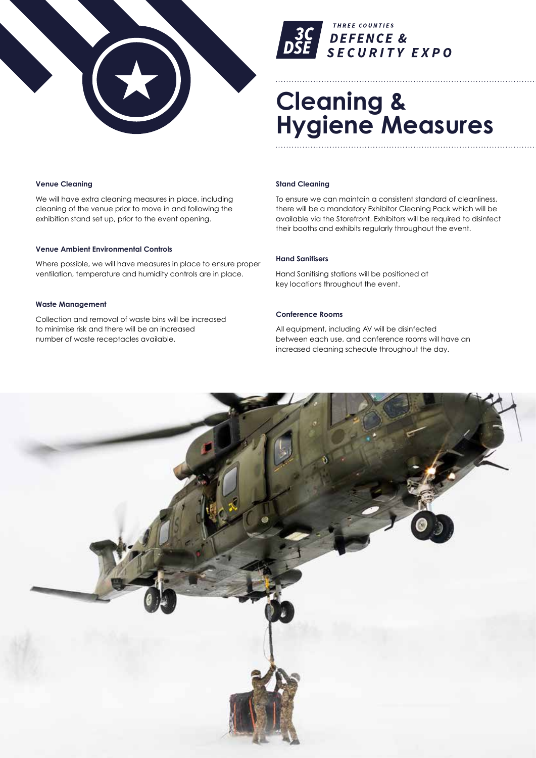# Cleaning & Hygiene Measures

### Venue Cleaning

We will have extra cleaning measures in place, including cleaning of the venue prior to move in and following the exhibition stand set up, prior to the event opening.

### Venue Ambient Environmental Controls

Where possible, we will have measures in place to ensure proper ventilation, temperature and humidity controls are in place.

### Waste Management

Collection and removal of waste bins will be increased to minimise risk and there will be an increased number of waste receptacles available.

### Stand Cleaning

To ensure we can maintain a consistent standard of cleanliness, there will be a mandatory Exhibitor Cleaning Pack which will be available via the Storefront. Exhibitors will be required to disinfect their booths and exhibits regularly throughout the event.

### Hand Sanitisers

Hand Sanitising stations will be positioned at key locations throughout the event.

### Conference Rooms

All equipment, including AV will be disinfected between each use, and conference rooms will have an increased cleaning schedule throughout the day.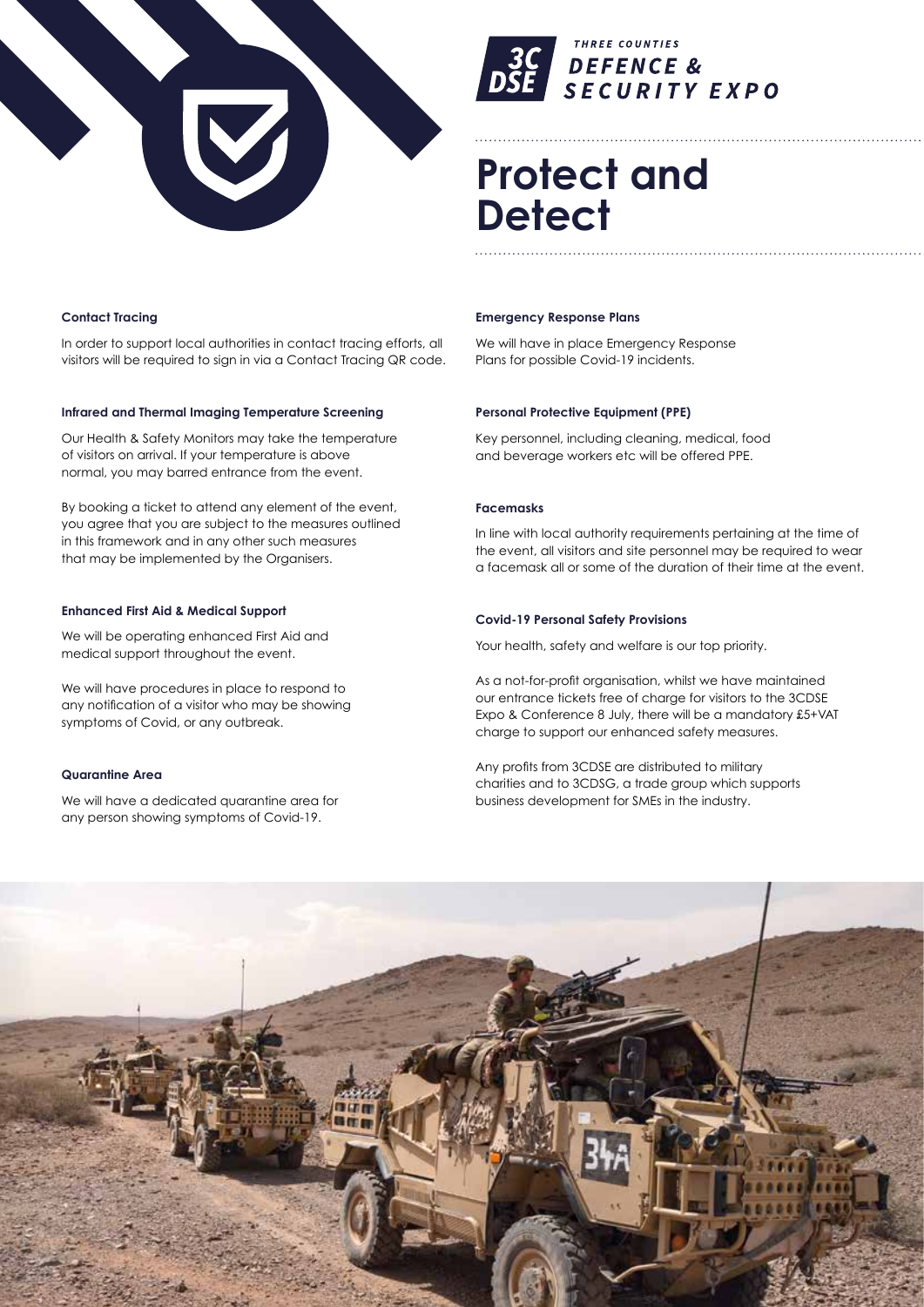THREE COUNTIES
DEFENCE & SECURITY EXPO

# Protect and Detect

**Contact Tracing**

In order to support local authorities in contact tracing efforts, all visitors will be required to sign in via a Contact Tracing QR code.

**Infrared and Thermal Imaging Temperature Screening**

Our Health & Safety Monitors may take the temperature of visitors on arrival. If your temperature is above normal, you may barred entrance from the event.

By booking a ticket to attend any element of the event, you agree that you are subject to the measures outlined in this framework and in any other such measures that may be implemented by the Organisers.

**Enhanced First Aid & Medical Support**

We will be operating enhanced First Aid and medical support throughout the event.

We will have procedures in place to respond to any notification of a visitor who may be showing symptoms of Covid, or any outbreak.

**Quarantine Area**

We will have a dedicated quarantine area for any person showing symptoms of Covid-19.

**Emergency Response Plans**

We will have in place Emergency Response Plans for possible Covid-19 incidents.

**Personal Protective Equipment (PPE)**

Key personnel, including cleaning, medical, food and beverage workers etc will be offered PPE.

**Facemasks**

In line with local authority requirements pertaining at the time of the event, all visitors and site personnel may be required to wear a facemask all or some of the duration of their time at the event.

**Covid-19 Personal Safety Provisions**

Your health, safety and welfare is our top priority.

As a not-for-profit organisation, whilst we have maintained our entrance tickets free of charge for visitors to the 3CDSE Expo & Conference 8 July, there will be a mandatory £5+VAT charge to support our enhanced safety measures.

Any profits from 3CDSE are distributed to military charities and to 3CDSG, a trade group which supports business development for SMEs in the industry.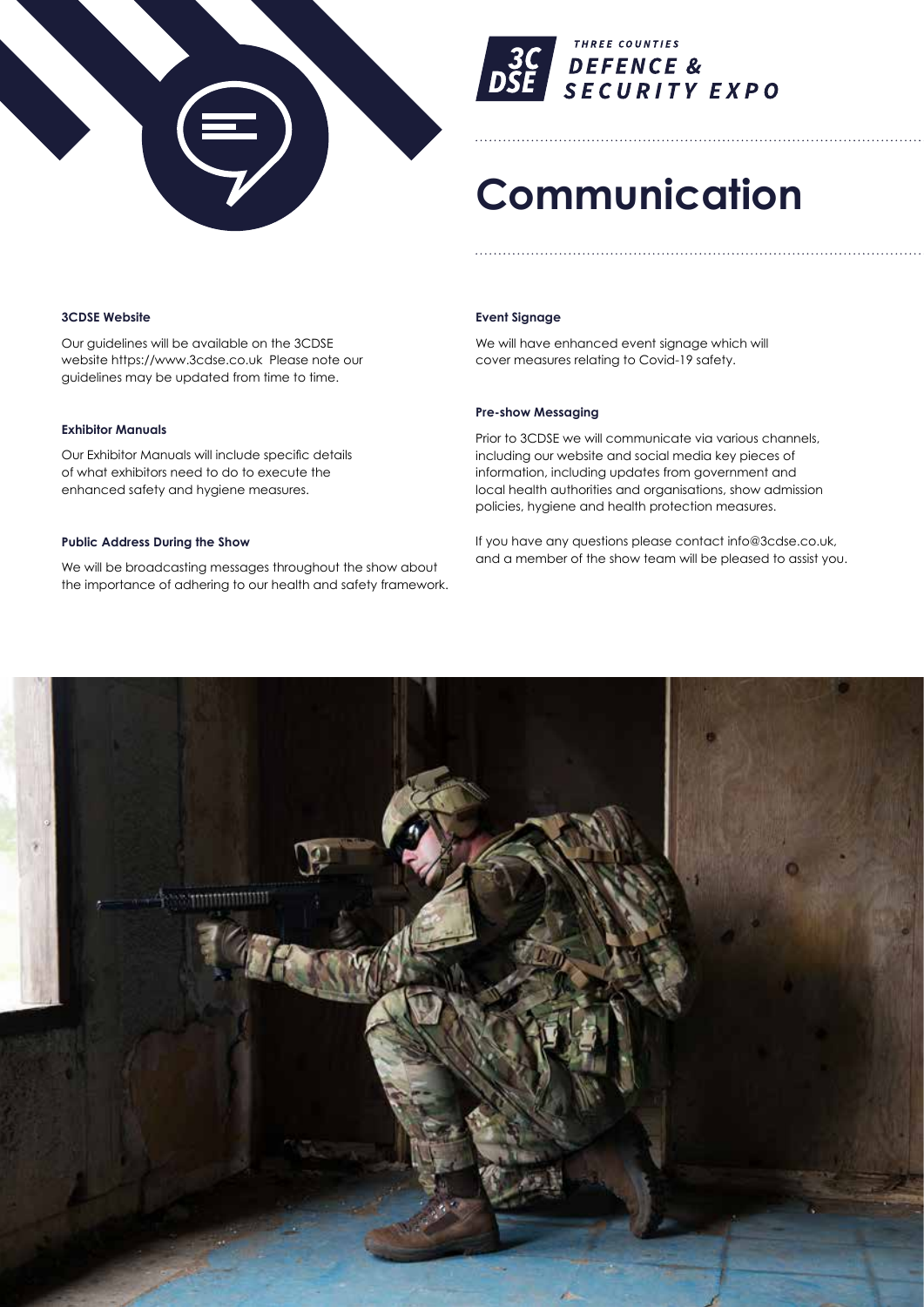THREE COUNTIES DEFENCE & SECURITY EXPO

# Communication

### 3CDSE Website

Our guidelines will be available on the 3CDSE website https://www.3cdse.co.uk Please note our guidelines may be updated from time to time.

### Exhibitor Manuals

Our Exhibitor Manuals will include specific details of what exhibitors need to do to execute the enhanced safety and hygiene measures.

### Public Address During the Show

We will be broadcasting messages throughout the show about the importance of adhering to our health and safety framework.

### Event Signage

We will have enhanced event signage which will cover measures relating to Covid-19 safety.

### Pre-show Messaging

Prior to 3CDSE we will communicate via various channels, including our website and social media key pieces of information, including updates from government and local health authorities and organisations, show admission policies, hygiene and health protection measures.

If you have any questions please contact info@3cdse.co.uk, and a member of the show team will be pleased to assist you.